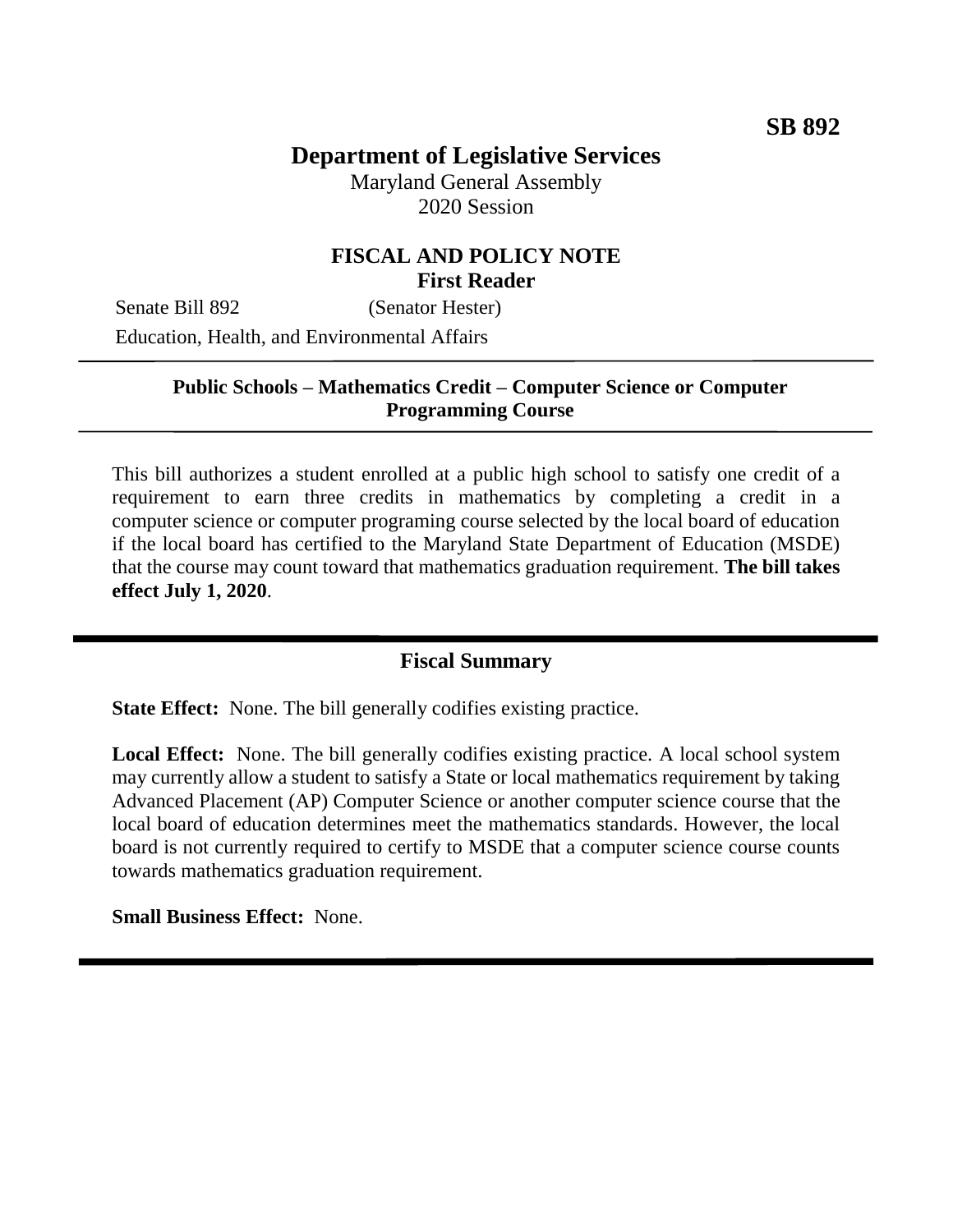**SB 892**

# Department of Legislative Services

Maryland General Assembly
2020 Session

## FISCAL AND POLICY NOTE
**First Reader**

Senate Bill 892 (Senator Hester)
Education, Health, and Environmental Affairs

---

**Public Schools – Mathematics Credit – Computer Science or Computer Programming Course**

---

This bill authorizes a student enrolled at a public high school to satisfy one credit of a requirement to earn three credits in mathematics by completing a credit in a computer science or computer programing course selected by the local board of education if the local board has certified to the Maryland State Department of Education (MSDE) that the course may count toward that mathematics graduation requirement. **The bill takes effect July 1, 2020**.

---

## Fiscal Summary

**State Effect:** None. The bill generally codifies existing practice.

**Local Effect:** None. The bill generally codifies existing practice. A local school system may currently allow a student to satisfy a State or local mathematics requirement by taking Advanced Placement (AP) Computer Science or another computer science course that the local board of education determines meet the mathematics standards. However, the local board is not currently required to certify to MSDE that a computer science course counts towards mathematics graduation requirement.

**Small Business Effect:** None.

---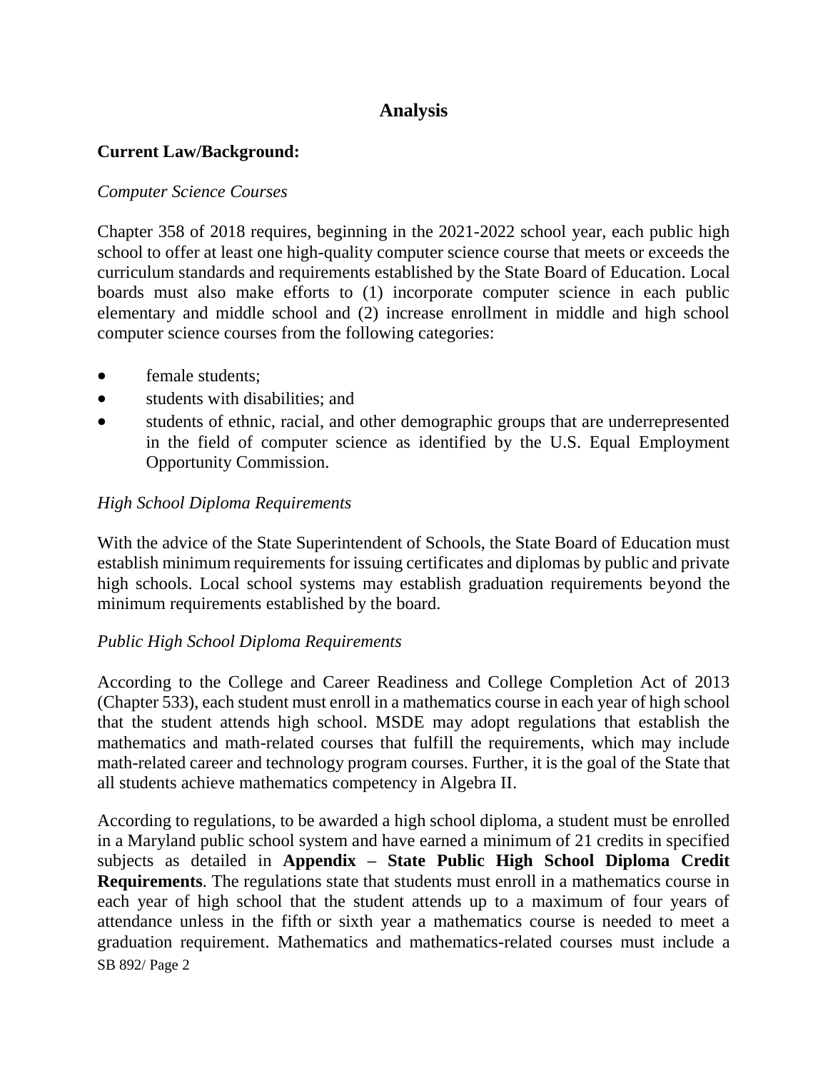## Analysis

**Current Law/Background:**

*Computer Science Courses*

Chapter 358 of 2018 requires, beginning in the 2021-2022 school year, each public high school to offer at least one high-quality computer science course that meets or exceeds the curriculum standards and requirements established by the State Board of Education. Local boards must also make efforts to (1) incorporate computer science in each public elementary and middle school and (2) increase enrollment in middle and high school computer science courses from the following categories:

- female students;
- students with disabilities; and
- students of ethnic, racial, and other demographic groups that are underrepresented in the field of computer science as identified by the U.S. Equal Employment Opportunity Commission.

*High School Diploma Requirements*

With the advice of the State Superintendent of Schools, the State Board of Education must establish minimum requirements for issuing certificates and diplomas by public and private high schools. Local school systems may establish graduation requirements beyond the minimum requirements established by the board.

*Public High School Diploma Requirements*

According to the College and Career Readiness and College Completion Act of 2013 (Chapter 533), each student must enroll in a mathematics course in each year of high school that the student attends high school. MSDE may adopt regulations that establish the mathematics and math-related courses that fulfill the requirements, which may include math-related career and technology program courses. Further, it is the goal of the State that all students achieve mathematics competency in Algebra II.

According to regulations, to be awarded a high school diploma, a student must be enrolled in a Maryland public school system and have earned a minimum of 21 credits in specified subjects as detailed in **Appendix – State Public High School Diploma Credit Requirements**. The regulations state that students must enroll in a mathematics course in each year of high school that the student attends up to a maximum of four years of attendance unless in the fifth or sixth year a mathematics course is needed to meet a graduation requirement. Mathematics and mathematics-related courses must include a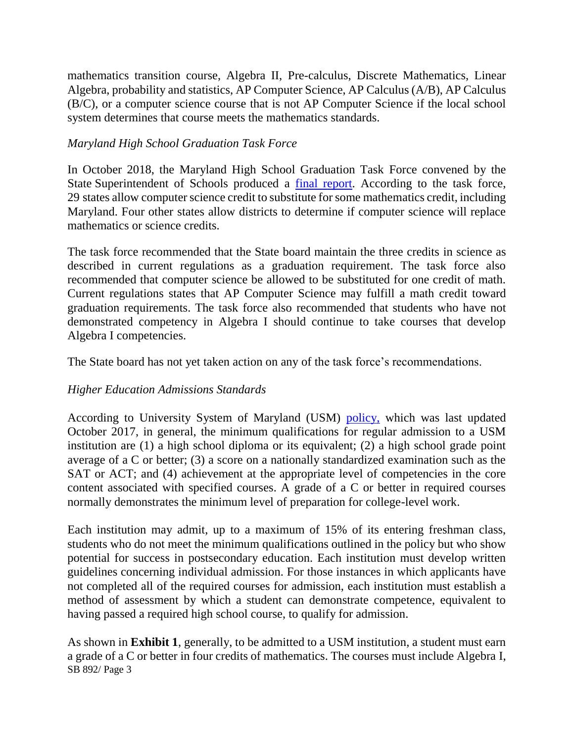mathematics transition course, Algebra II, Pre-calculus, Discrete Mathematics, Linear Algebra, probability and statistics, AP Computer Science, AP Calculus (A/B), AP Calculus (B/C), or a computer science course that is not AP Computer Science if the local school system determines that course meets the mathematics standards.

*Maryland High School Graduation Task Force*

In October 2018, the Maryland High School Graduation Task Force convened by the State Superintendent of Schools produced a final report. According to the task force, 29 states allow computer science credit to substitute for some mathematics credit, including Maryland. Four other states allow districts to determine if computer science will replace mathematics or science credits.

The task force recommended that the State board maintain the three credits in science as described in current regulations as a graduation requirement. The task force also recommended that computer science be allowed to be substituted for one credit of math. Current regulations states that AP Computer Science may fulfill a math credit toward graduation requirements. The task force also recommended that students who have not demonstrated competency in Algebra I should continue to take courses that develop Algebra I competencies.

The State board has not yet taken action on any of the task force's recommendations.

*Higher Education Admissions Standards*

According to University System of Maryland (USM) policy, which was last updated October 2017, in general, the minimum qualifications for regular admission to a USM institution are (1) a high school diploma or its equivalent; (2) a high school grade point average of a C or better; (3) a score on a nationally standardized examination such as the SAT or ACT; and (4) achievement at the appropriate level of competencies in the core content associated with specified courses. A grade of a C or better in required courses normally demonstrates the minimum level of preparation for college-level work.

Each institution may admit, up to a maximum of 15% of its entering freshman class, students who do not meet the minimum qualifications outlined in the policy but who show potential for success in postsecondary education. Each institution must develop written guidelines concerning individual admission. For those instances in which applicants have not completed all of the required courses for admission, each institution must establish a method of assessment by which a student can demonstrate competence, equivalent to having passed a required high school course, to qualify for admission.

As shown in **Exhibit 1**, generally, to be admitted to a USM institution, a student must earn a grade of a C or better in four credits of mathematics. The courses must include Algebra I,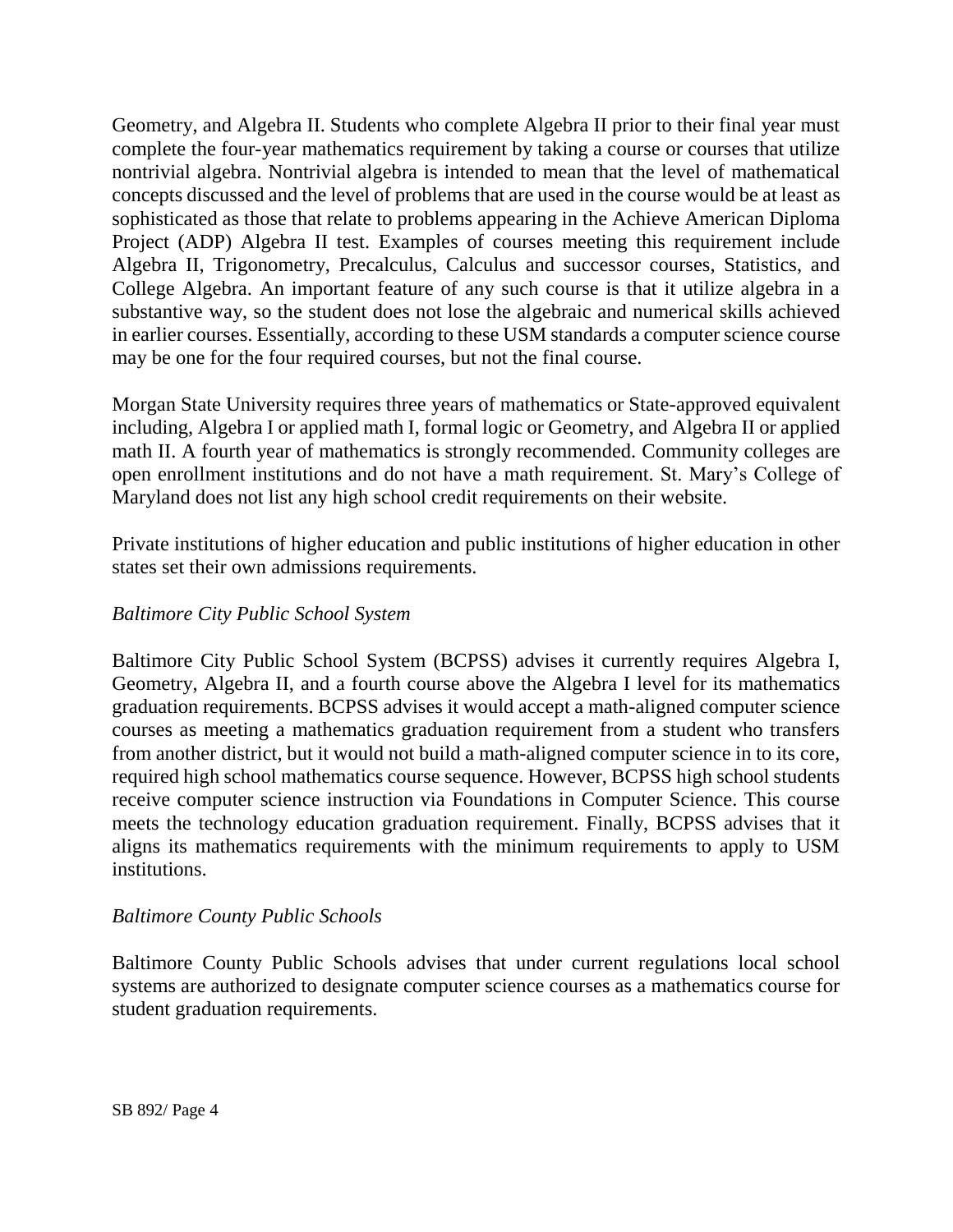Geometry, and Algebra II. Students who complete Algebra II prior to their final year must complete the four-year mathematics requirement by taking a course or courses that utilize nontrivial algebra. Nontrivial algebra is intended to mean that the level of mathematical concepts discussed and the level of problems that are used in the course would be at least as sophisticated as those that relate to problems appearing in the Achieve American Diploma Project (ADP) Algebra II test. Examples of courses meeting this requirement include Algebra II, Trigonometry, Precalculus, Calculus and successor courses, Statistics, and College Algebra. An important feature of any such course is that it utilize algebra in a substantive way, so the student does not lose the algebraic and numerical skills achieved in earlier courses. Essentially, according to these USM standards a computer science course may be one for the four required courses, but not the final course.

Morgan State University requires three years of mathematics or State-approved equivalent including, Algebra I or applied math I, formal logic or Geometry, and Algebra II or applied math II. A fourth year of mathematics is strongly recommended. Community colleges are open enrollment institutions and do not have a math requirement. St. Mary's College of Maryland does not list any high school credit requirements on their website.

Private institutions of higher education and public institutions of higher education in other states set their own admissions requirements.

*Baltimore City Public School System*

Baltimore City Public School System (BCPSS) advises it currently requires Algebra I, Geometry, Algebra II, and a fourth course above the Algebra I level for its mathematics graduation requirements. BCPSS advises it would accept a math-aligned computer science courses as meeting a mathematics graduation requirement from a student who transfers from another district, but it would not build a math-aligned computer science in to its core, required high school mathematics course sequence. However, BCPSS high school students receive computer science instruction via Foundations in Computer Science. This course meets the technology education graduation requirement. Finally, BCPSS advises that it aligns its mathematics requirements with the minimum requirements to apply to USM institutions.

*Baltimore County Public Schools*

Baltimore County Public Schools advises that under current regulations local school systems are authorized to designate computer science courses as a mathematics course for student graduation requirements.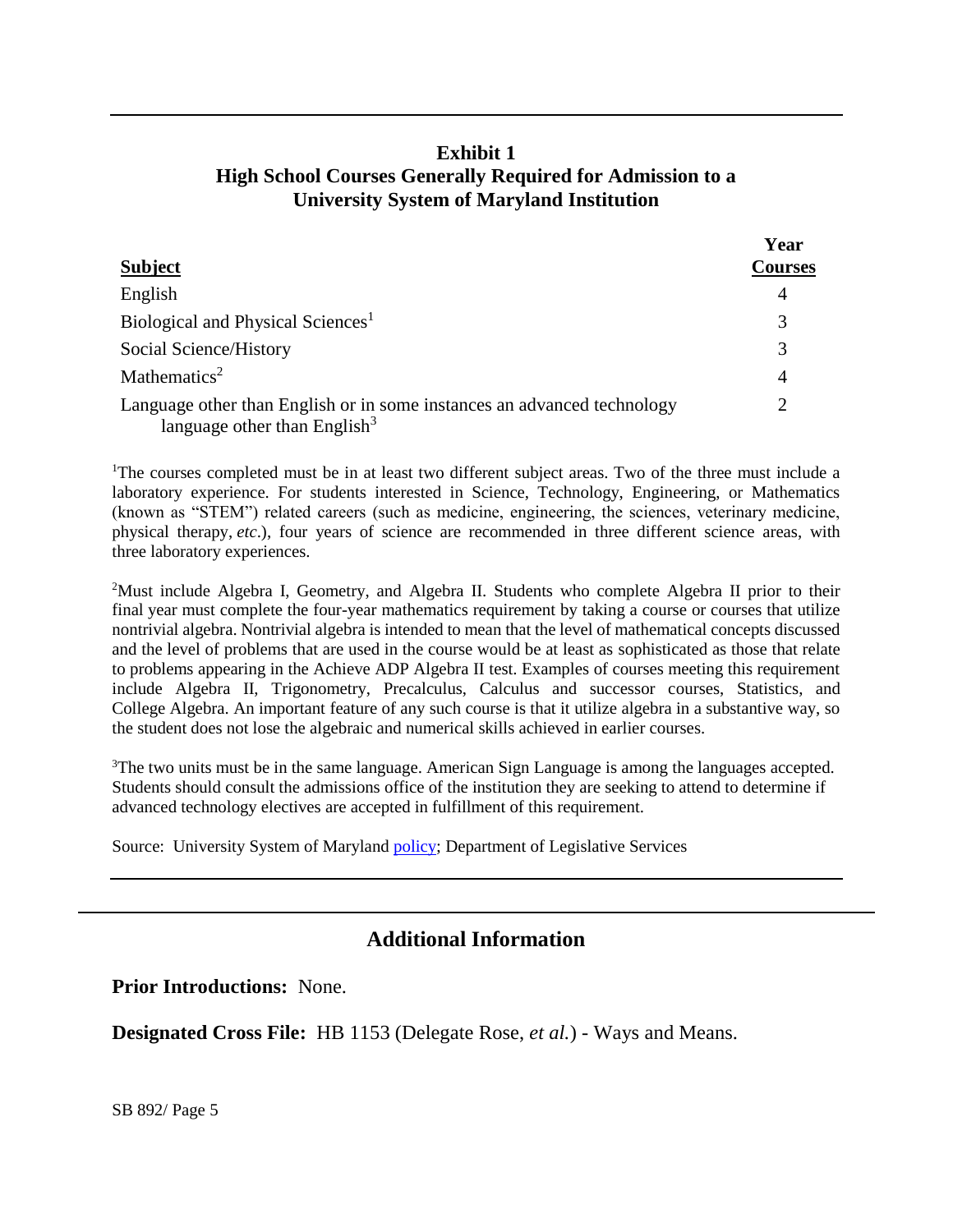**Exhibit 1**
**High School Courses Generally Required for Admission to a University System of Maryland Institution**

| Subject | Year Courses |
|---|---|
| English | 4 |
| Biological and Physical Sciences[1] | 3 |
| Social Science/History | 3 |
| Mathematics[2] | 4 |
| Language other than English or in some instances an advanced technology language other than English[3] | 2 |

[1]The courses completed must be in at least two different subject areas. Two of the three must include a laboratory experience. For students interested in Science, Technology, Engineering, or Mathematics (known as "STEM") related careers (such as medicine, engineering, the sciences, veterinary medicine, physical therapy, *etc*.), four years of science are recommended in three different science areas, with three laboratory experiences.

[2]Must include Algebra I, Geometry, and Algebra II. Students who complete Algebra II prior to their final year must complete the four-year mathematics requirement by taking a course or courses that utilize nontrivial algebra. Nontrivial algebra is intended to mean that the level of mathematical concepts discussed and the level of problems that are used in the course would be at least as sophisticated as those that relate to problems appearing in the Achieve ADP Algebra II test. Examples of courses meeting this requirement include Algebra II, Trigonometry, Precalculus, Calculus and successor courses, Statistics, and College Algebra. An important feature of any such course is that it utilize algebra in a substantive way, so the student does not lose the algebraic and numerical skills achieved in earlier courses.

[3]The two units must be in the same language. American Sign Language is among the languages accepted. Students should consult the admissions office of the institution they are seeking to attend to determine if advanced technology electives are accepted in fulfillment of this requirement.

Source: University System of Maryland policy; Department of Legislative Services

## Additional Information

**Prior Introductions:** None.

**Designated Cross File:** HB 1153 (Delegate Rose, *et al.*) - Ways and Means.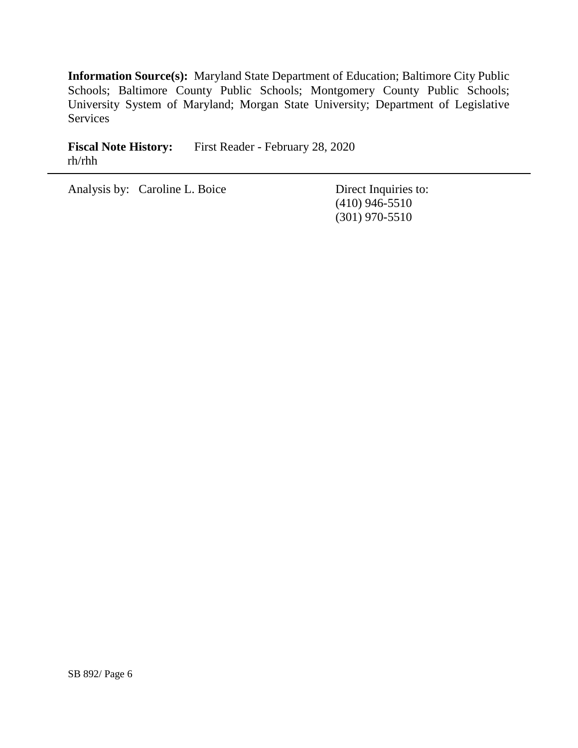**Information Source(s):** Maryland State Department of Education; Baltimore City Public Schools; Baltimore County Public Schools; Montgomery County Public Schools; University System of Maryland; Morgan State University; Department of Legislative Services

**Fiscal Note History:** First Reader - February 28, 2020
rh/rhh

---

Analysis by: Caroline L. Boice

Direct Inquiries to:
(410) 946-5510
(301) 970-5510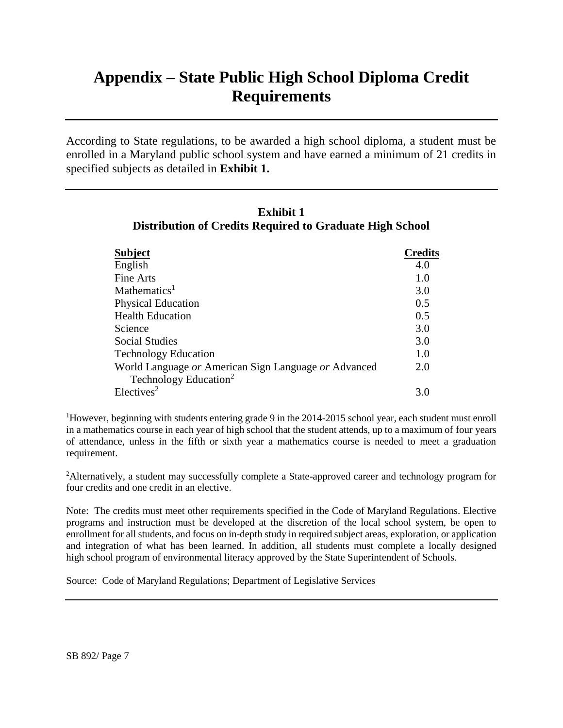# Appendix – State Public High School Diploma Credit Requirements

According to State regulations, to be awarded a high school diploma, a student must be enrolled in a Maryland public school system and have earned a minimum of 21 credits in specified subjects as detailed in **Exhibit 1.**

**Exhibit 1**
**Distribution of Credits Required to Graduate High School**

| Subject | Credits |
|---|---|
| English | 4.0 |
| Fine Arts | 1.0 |
| Mathematics[1] | 3.0 |
| Physical Education | 0.5 |
| Health Education | 0.5 |
| Science | 3.0 |
| Social Studies | 3.0 |
| Technology Education | 1.0 |
| World Language *or* American Sign Language *or* Advanced Technology Education[2] | 2.0 |
| Electives[2] | 3.0 |

[1]However, beginning with students entering grade 9 in the 2014-2015 school year, each student must enroll in a mathematics course in each year of high school that the student attends, up to a maximum of four years of attendance, unless in the fifth or sixth year a mathematics course is needed to meet a graduation requirement.

[2]Alternatively, a student may successfully complete a State-approved career and technology program for four credits and one credit in an elective.

Note: The credits must meet other requirements specified in the Code of Maryland Regulations. Elective programs and instruction must be developed at the discretion of the local school system, be open to enrollment for all students, and focus on in-depth study in required subject areas, exploration, or application and integration of what has been learned. In addition, all students must complete a locally designed high school program of environmental literacy approved by the State Superintendent of Schools.

Source: Code of Maryland Regulations; Department of Legislative Services